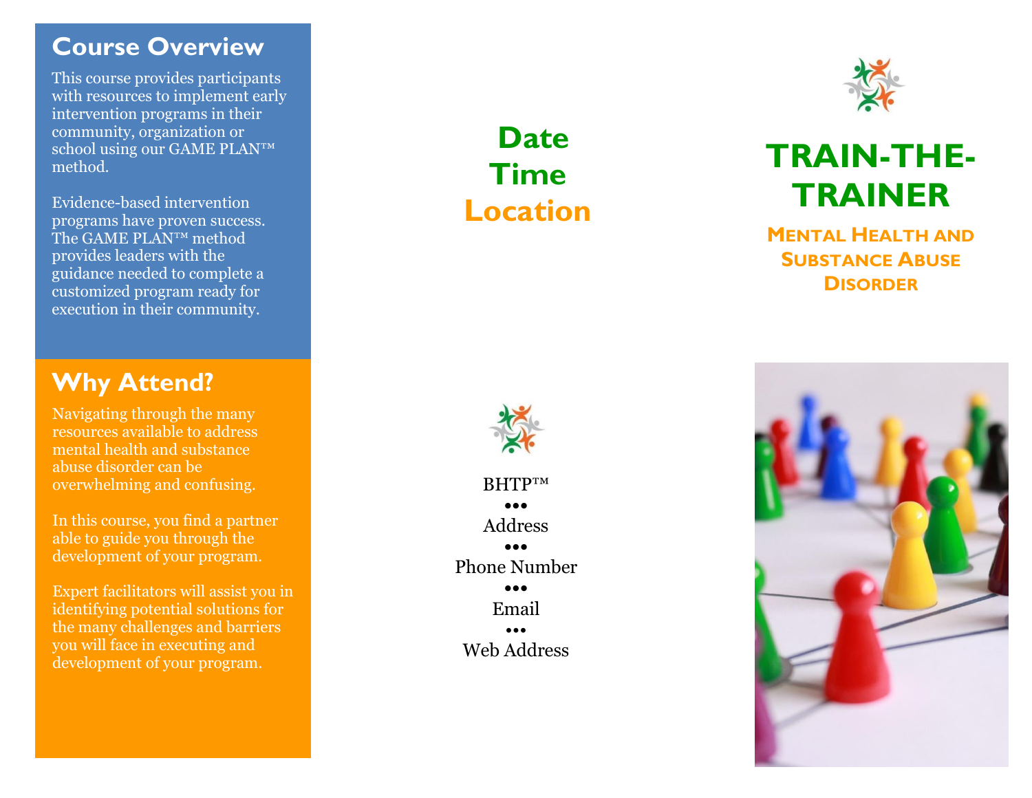## Course Overview

This course provides participants with resources to implement early intervention programs in their community, organization or school using our GAME PLAN™ method.

Evidence-based intervention programs have proven success. The GAME PLAN™ method provides leaders with the guidance needed to complete a customized program ready for execution in their community.

## Why Attend?

Navigating through the many resources available to address mental health and substance abuse disorder can be overwhelming and confusing.

In this course, you find a partner able to guide you through the development of your program.

Expert facilitators will assist you in identifying potential solutions for the many challenges and barriers you will face in executing and development of your program.

**Date**
**Time**
**Location**

BHTP™
•••
Address
•••
Phone Number
•••
Email
•••
Web Address

# TRAIN-THE-TRAINER

### Mental Health and Substance Abuse Disorder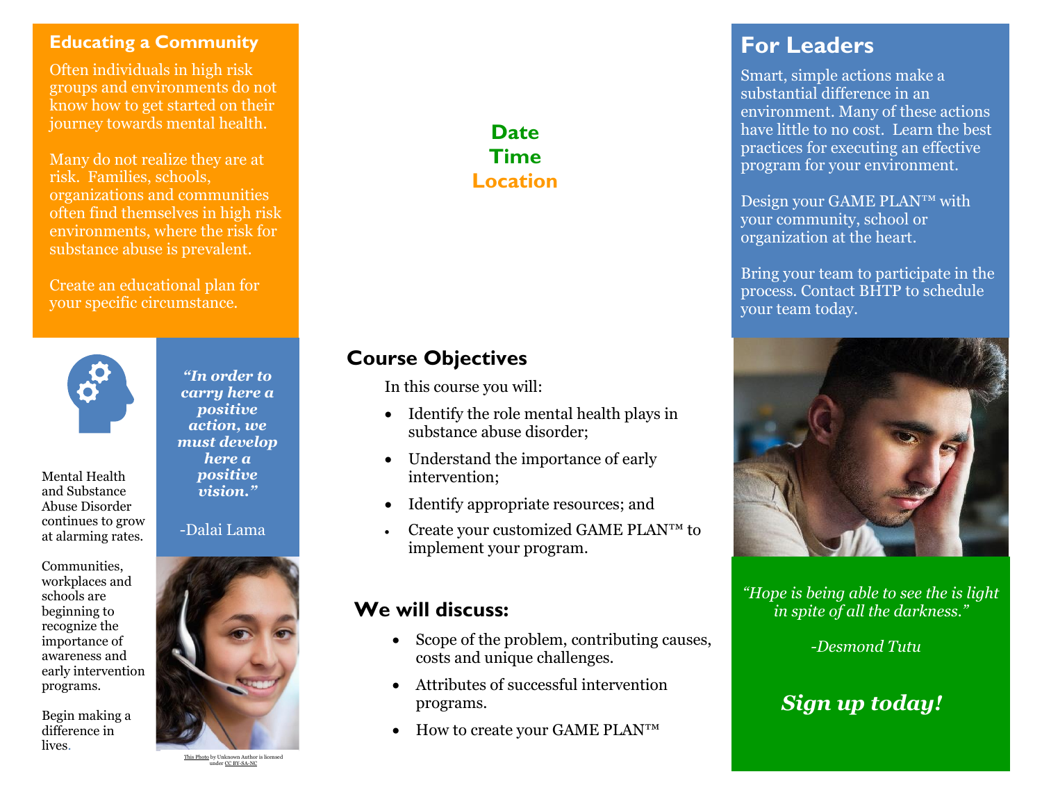## Educating a Community

Often individuals in high risk groups and environments do not know how to get started on their journey towards mental health.

Many do not realize they are at risk. Families, schools, organizations and communities often find themselves in high risk environments, where the risk for substance abuse is prevalent.

Create an educational plan for your specific circumstance.

Mental Health and Substance Abuse Disorder continues to grow at alarming rates.

Communities, workplaces and schools are beginning to recognize the importance of awareness and early intervention programs.

Begin making a difference in lives.

***"In order to carry here a positive action, we must develop here a positive vision."***

-Dalai Lama

This Photo by Unknown Author is licensed under CC BY-SA-NC

**Date**
**Time**
**Location**

## Course Objectives

In this course you will:

- Identify the role mental health plays in substance abuse disorder;
- Understand the importance of early intervention;
- Identify appropriate resources; and
- Create your customized GAME PLAN™ to implement your program.

## We will discuss:

- Scope of the problem, contributing causes, costs and unique challenges.
- Attributes of successful intervention programs.
- How to create your GAME PLAN™

## For Leaders

Smart, simple actions make a substantial difference in an environment. Many of these actions have little to no cost. Learn the best practices for executing an effective program for your environment.

Design your GAME PLAN™ with your community, school or organization at the heart.

Bring your team to participate in the process. Contact BHTP to schedule your team today.

*"Hope is being able to see the is light in spite of all the darkness."*

*-Desmond Tutu*

***Sign up today!***